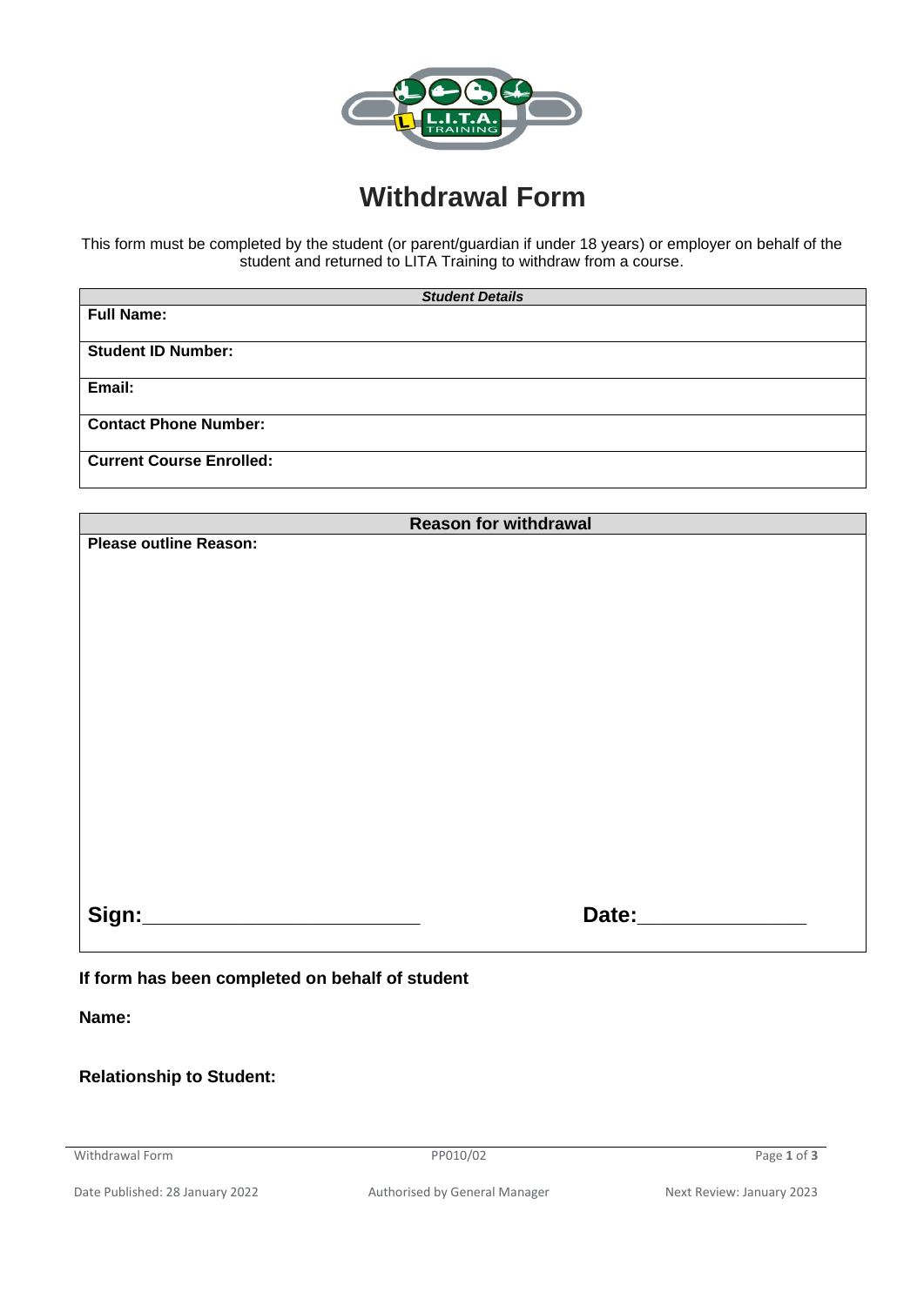# Withdrawal Form

This form must be completed by the student (or parent/guardian if under 18 years) or employer on behalf of the student and returned to LITA Training to withdraw from a course.

| ***Student Details*** |
|---|
| **Full Name:** |
| **Student ID Number:** |
| **Email:** |
| **Contact Phone Number:** |
| **Current Course Enrolled:** |

| **Reason for withdrawal** |
|---|
| **Please outline Reason:** |
| **Sign:**\_\_\_\_\_\_\_\_\_\_\_\_\_\_\_\_\_\_\_\_\_\_\_\_ **Date:**\_\_\_\_\_\_\_\_\_\_\_\_\_\_\_ |

**If form has been completed on behalf of student**

**Name:**

**Relationship to Student:**

Withdrawal Form PP010/02

Date Published: 28 January 2022 Authorised by General Manager Next Review: January 2023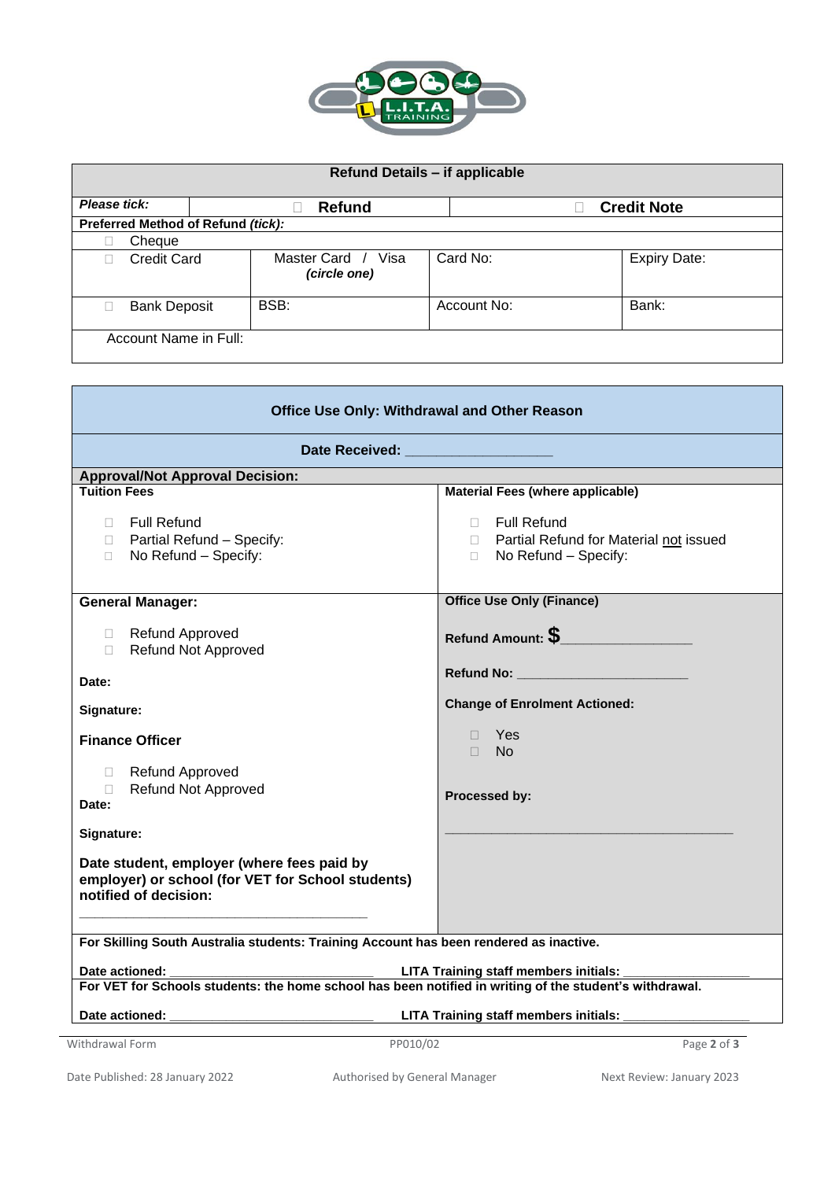| Refund Details – if applicable | | | |
|---|---|---|---|
| ***Please tick:*** | ☐ **Refund** | | ☐ **Credit Note** |
| **Preferred Method of Refund *(tick)*:** | | | |
| ☐ Cheque | | | |
| ☐ Credit Card | Master Card / Visa ***(circle one)*** | Card No: | Expiry Date: |
| ☐ Bank Deposit | BSB: | Account No: | Bank: |
| Account Name in Full: | | | |

| Office Use Only: Withdrawal and Other Reason | |
|---|---|
| **Date Received: ___________________** | |
| **Approval/Not Approval Decision:** | |
| **Tuition Fees**<br><br>☐ Full Refund<br>☐ Partial Refund – Specify:<br>☐ No Refund – Specify: | **Material Fees (where applicable)**<br><br>☐ Full Refund<br>☐ Partial Refund for Material not issued<br>☐ No Refund – Specify: |
| **General Manager:**<br><br>☐ Refund Approved<br>☐ Refund Not Approved<br><br>**Date:**<br><br>**Signature:**<br><br>**Finance Officer**<br><br>☐ Refund Approved<br>☐ Refund Not Approved<br>**Date:**<br><br>**Signature:**<br><br>**Date student, employer (where fees paid by employer) or school (for VET for School students) notified of decision:**<br><br>_______________________________________ | **Office Use Only (Finance)**<br><br>**Refund Amount: $_________________**<br><br>**Refund No: _______________________**<br><br>**Change of Enrolment Actioned:**<br><br>☐ Yes<br>☐ No<br><br>**Processed by:**<br><br>_______________________________________ |
| **For Skilling South Australia students: Training Account has been rendered as inactive.**<br><br>**Date actioned: ___________________________ LITA Training staff members initials: _________________** | |
| **For VET for Schools students: the home school has been notified in writing of the student's withdrawal.**<br><br>**Date actioned: ___________________________ LITA Training staff members initials: _________________** | |

Withdrawal Form PP010/02

Date Published: 28 January 2022 Authorised by General Manager Next Review: January 2023